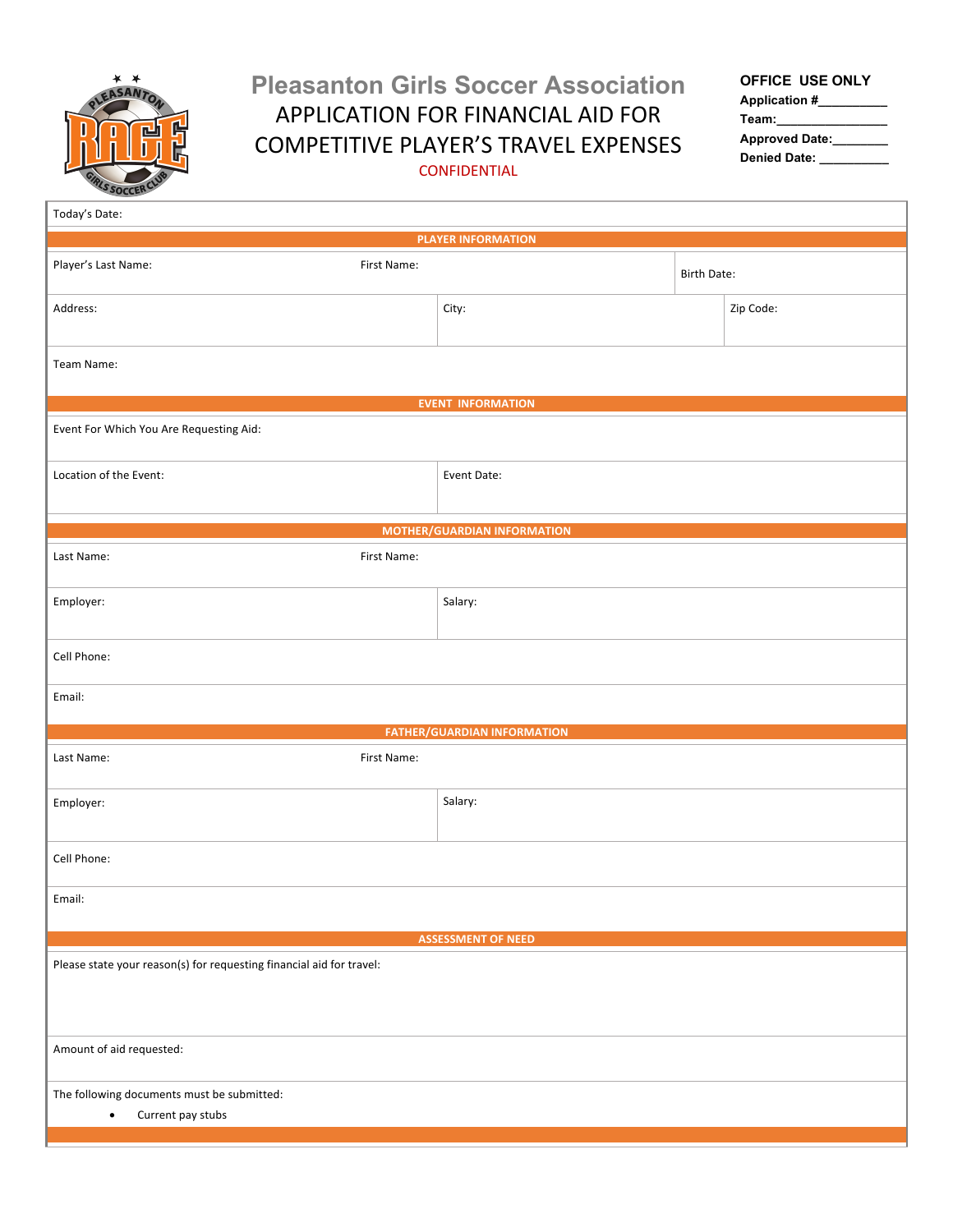# Pleasanton Girls Soccer Association

## APPLICATION FOR FINANCIAL AID FOR COMPETITIVE PLAYER'S TRAVEL EXPENSES

CONFIDENTIAL

**OFFICE USE ONLY**

**Application #**_________

**Team:**_______________

**Approved Date:**_______

**Denied Date:** _________

| Today's Date: | | |
|---|---|---|
| **PLAYER INFORMATION** | | |
| Player's Last Name: | First Name: | Birth Date: |
| Address: | City: | Zip Code: |
| Team Name: | | |
| **EVENT INFORMATION** | | |
| Event For Which You Are Requesting Aid: | | |
| Location of the Event: | Event Date: | |
| **MOTHER/GUARDIAN INFORMATION** | | |
| Last Name: | First Name: | |
| Employer: | Salary: | |
| Cell Phone: | | |
| Email: | | |
| **FATHER/GUARDIAN INFORMATION** | | |
| Last Name: | First Name: | |
| Employer: | Salary: | |
| Cell Phone: | | |
| Email: | | |
| **ASSESSMENT OF NEED** | | |
| Please state your reason(s) for requesting financial aid for travel: | | |
| Amount of aid requested: | | |
| The following documents must be submitted: <br>• Current pay stubs | | |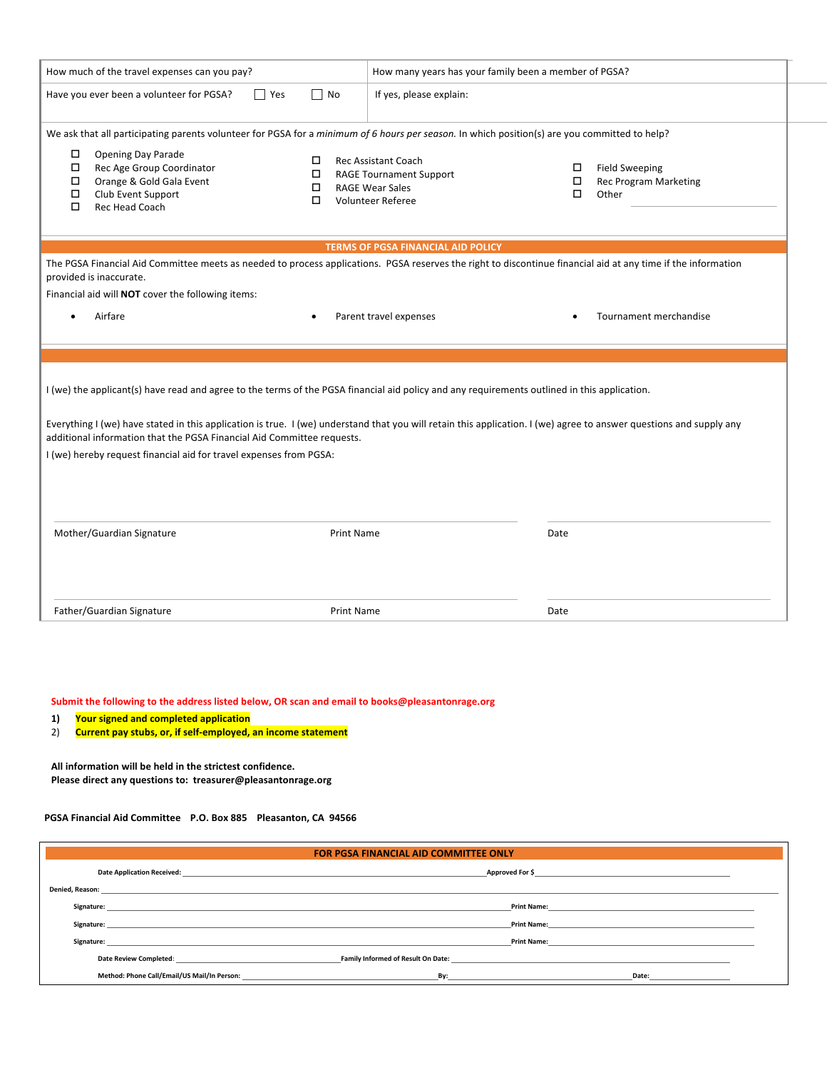| | |
|---|---|
| How much of the travel expenses can you pay? | How many years has your family been a member of PGSA? |
| Have you ever been a volunteer for PGSA? ☐ Yes ☐ No | If yes, please explain: |

We ask that all participating parents volunteer for PGSA for a *minimum of 6 hours per season.* In which position(s) are you committed to help?

- ☐ Opening Day Parade
- ☐ Rec Age Group Coordinator
- ☐ Orange & Gold Gala Event
- ☐ Club Event Support
- ☐ Rec Head Coach
- ☐ Rec Assistant Coach
- ☐ RAGE Tournament Support
- ☐ RAGE Wear Sales
- ☐ Volunteer Referee
- ☐ Field Sweeping
- ☐ Rec Program Marketing
- ☐ Other ______________________

## TERMS OF PGSA FINANCIAL AID POLICY

The PGSA Financial Aid Committee meets as needed to process applications. PGSA reserves the right to discontinue financial aid at any time if the information provided is inaccurate.

Financial aid will **NOT** cover the following items:

- Airfare
- Parent travel expenses
- Tournament merchandise

I (we) the applicant(s) have read and agree to the terms of the PGSA financial aid policy and any requirements outlined in this application.

Everything I (we) have stated in this application is true. I (we) understand that you will retain this application. I (we) agree to answer questions and supply any additional information that the PGSA Financial Aid Committee requests.

I (we) hereby request financial aid for travel expenses from PGSA:

______________________________________________ ______________________
Mother/Guardian Signature Print Name Date

______________________________________________ ______________________
Father/Guardian Signature Print Name Date

**Submit the following to the address listed below, OR scan and email to books@pleasantonrage.org**

1) **Your signed and completed application**
2) **Current pay stubs, or, if self-employed, an income statement**

**All information will be held in the strictest confidence.**
**Please direct any questions to: treasurer@pleasantonrage.org**

**PGSA Financial Aid Committee P.O. Box 885 Pleasanton, CA 94566**

## FOR PGSA FINANCIAL AID COMMITTEE ONLY

**Date Application Received:** ______________________ **Approved For $** ______________________

**Denied, Reason:** ______________________________________________

**Signature:** ______________________ **Print Name:** ______________________

**Signature:** ______________________ **Print Name:** ______________________

**Signature:** ______________________ **Print Name:** ______________________

**Date Review Completed:** ______________________ **Family Informed of Result On Date:** ______________________

**Method: Phone Call/Email/US Mail/In Person:** ______________________ **By:** ______________________ **Date:** ______________________